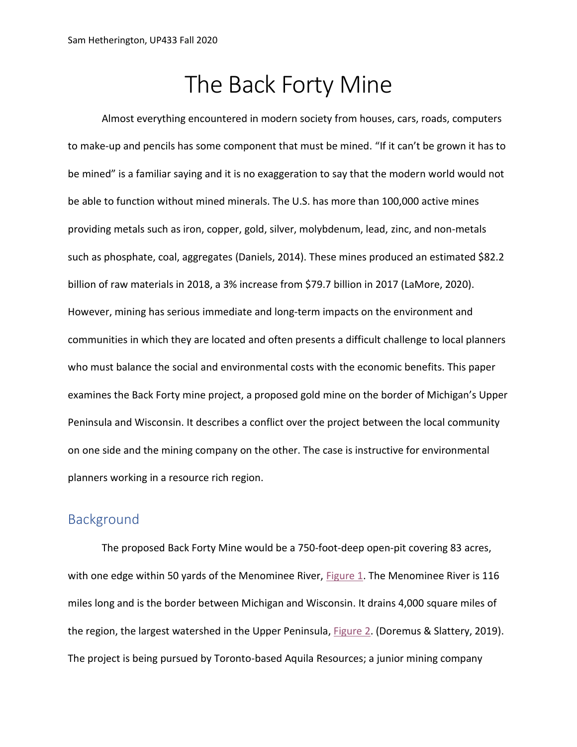# The Back Forty Mine

Almost everything encountered in modern society from houses, cars, roads, computers to make-up and pencils has some component that must be mined. "If it can't be grown it has to be mined" is a familiar saying and it is no exaggeration to say that the modern world would not be able to function without mined minerals. The U.S. has more than 100,000 active mines providing metals such as iron, copper, gold, silver, molybdenum, lead, zinc, and non-metals such as phosphate, coal, aggregates (Daniels, 2014). These mines produced an estimated $82.2 billion of raw materials in 2018, a 3% increase from $79.7 billion in 2017 (LaMore, 2020). However, mining has serious immediate and long-term impacts on the environment and communities in which they are located and often presents a difficult challenge to local planners who must balance the social and environmental costs with the economic benefits. This paper examines the Back Forty mine project, a proposed gold mine on the border of Michigan's Upper Peninsula and Wisconsin. It describes a conflict over the project between the local community on one side and the mining company on the other. The case is instructive for environmental planners working in a resource rich region.

## Background

The proposed Back Forty Mine would be a 750-foot-deep open-pit covering 83 acres, with one edge within 50 yards of the Menominee River, Figure 1. The Menominee River is 116 miles long and is the border between Michigan and Wisconsin. It drains 4,000 square miles of the region, the largest watershed in the Upper Peninsula, Figure 2. (Doremus & Slattery, 2019). The project is being pursued by Toronto-based Aquila Resources; a junior mining company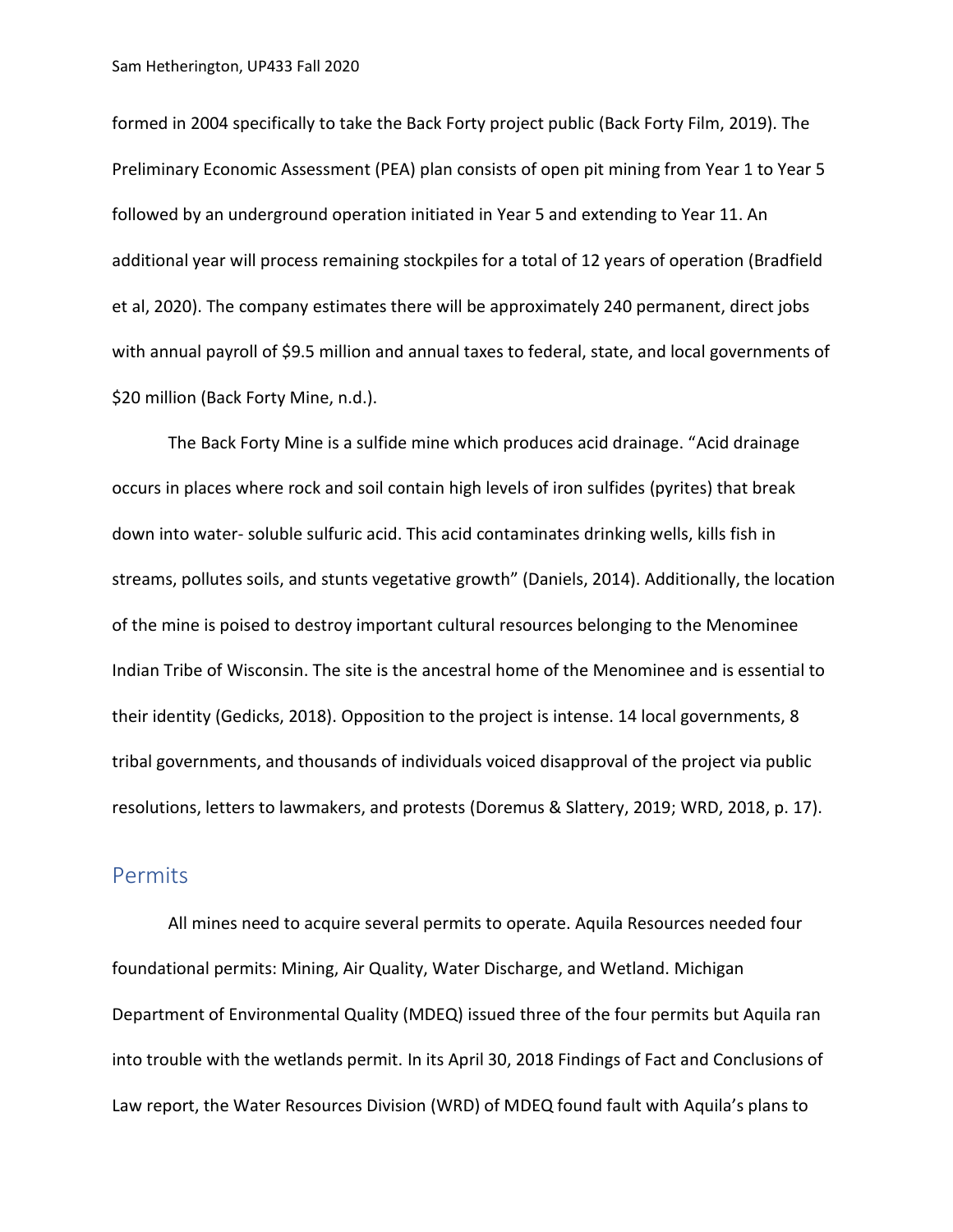formed in 2004 specifically to take the Back Forty project public (Back Forty Film, 2019). The Preliminary Economic Assessment (PEA) plan consists of open pit mining from Year 1 to Year 5 followed by an underground operation initiated in Year 5 and extending to Year 11. An additional year will process remaining stockpiles for a total of 12 years of operation (Bradfield et al, 2020). The company estimates there will be approximately 240 permanent, direct jobs with annual payroll of $9.5 million and annual taxes to federal, state, and local governments of $20 million (Back Forty Mine, n.d.).

The Back Forty Mine is a sulfide mine which produces acid drainage. "Acid drainage occurs in places where rock and soil contain high levels of iron sulfides (pyrites) that break down into water- soluble sulfuric acid. This acid contaminates drinking wells, kills fish in streams, pollutes soils, and stunts vegetative growth" (Daniels, 2014). Additionally, the location of the mine is poised to destroy important cultural resources belonging to the Menominee Indian Tribe of Wisconsin. The site is the ancestral home of the Menominee and is essential to their identity (Gedicks, 2018). Opposition to the project is intense. 14 local governments, 8 tribal governments, and thousands of individuals voiced disapproval of the project via public resolutions, letters to lawmakers, and protests (Doremus & Slattery, 2019; WRD, 2018, p. 17).

## Permits

All mines need to acquire several permits to operate. Aquila Resources needed four foundational permits: Mining, Air Quality, Water Discharge, and Wetland. Michigan Department of Environmental Quality (MDEQ) issued three of the four permits but Aquila ran into trouble with the wetlands permit. In its April 30, 2018 Findings of Fact and Conclusions of Law report, the Water Resources Division (WRD) of MDEQ found fault with Aquila's plans to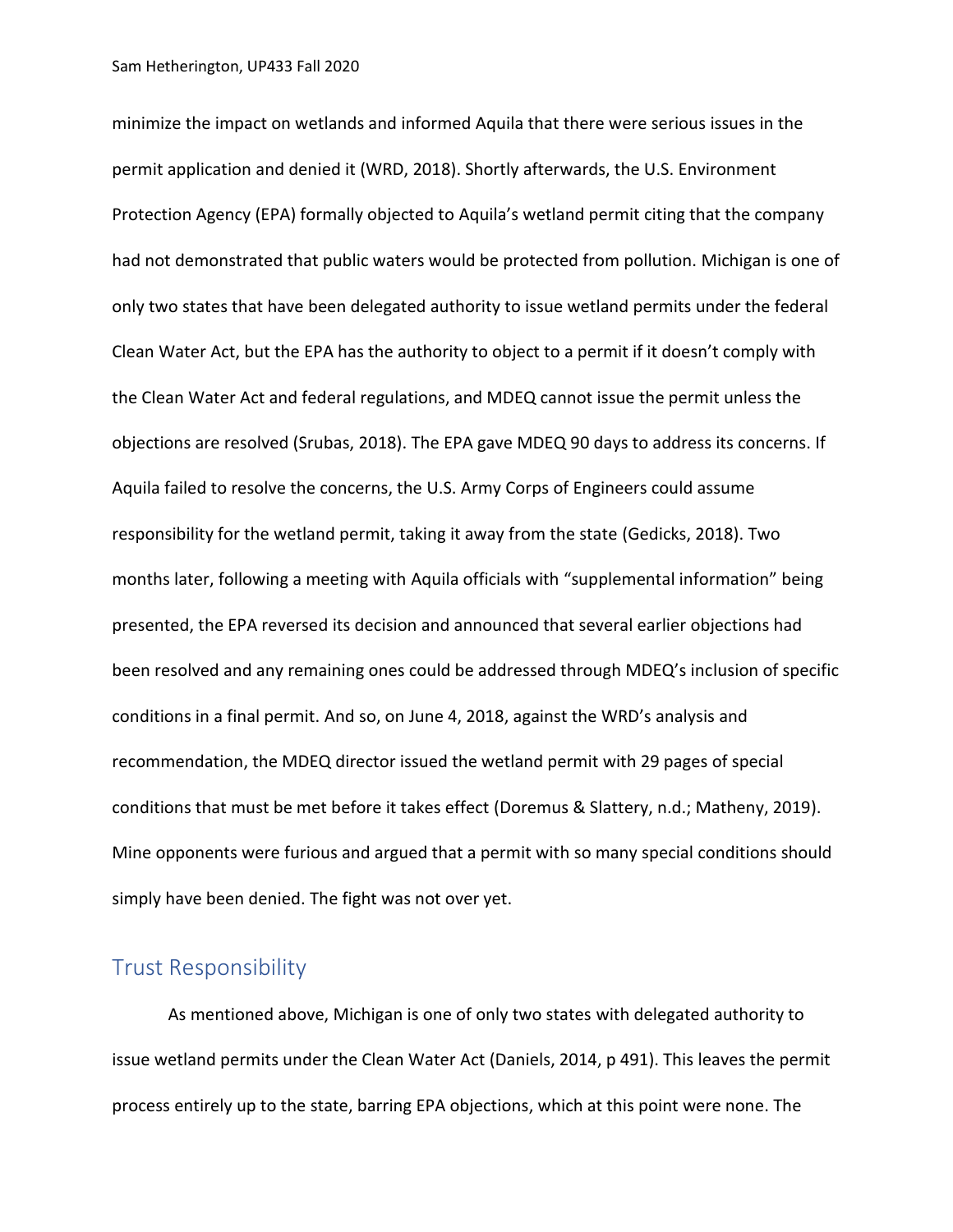minimize the impact on wetlands and informed Aquila that there were serious issues in the permit application and denied it (WRD, 2018). Shortly afterwards, the U.S. Environment Protection Agency (EPA) formally objected to Aquila's wetland permit citing that the company had not demonstrated that public waters would be protected from pollution. Michigan is one of only two states that have been delegated authority to issue wetland permits under the federal Clean Water Act, but the EPA has the authority to object to a permit if it doesn't comply with the Clean Water Act and federal regulations, and MDEQ cannot issue the permit unless the objections are resolved (Srubas, 2018). The EPA gave MDEQ 90 days to address its concerns. If Aquila failed to resolve the concerns, the U.S. Army Corps of Engineers could assume responsibility for the wetland permit, taking it away from the state (Gedicks, 2018). Two months later, following a meeting with Aquila officials with "supplemental information" being presented, the EPA reversed its decision and announced that several earlier objections had been resolved and any remaining ones could be addressed through MDEQ's inclusion of specific conditions in a final permit. And so, on June 4, 2018, against the WRD's analysis and recommendation, the MDEQ director issued the wetland permit with 29 pages of special conditions that must be met before it takes effect (Doremus & Slattery, n.d.; Matheny, 2019). Mine opponents were furious and argued that a permit with so many special conditions should simply have been denied. The fight was not over yet.

## Trust Responsibility

As mentioned above, Michigan is one of only two states with delegated authority to issue wetland permits under the Clean Water Act (Daniels, 2014, p 491). This leaves the permit process entirely up to the state, barring EPA objections, which at this point were none. The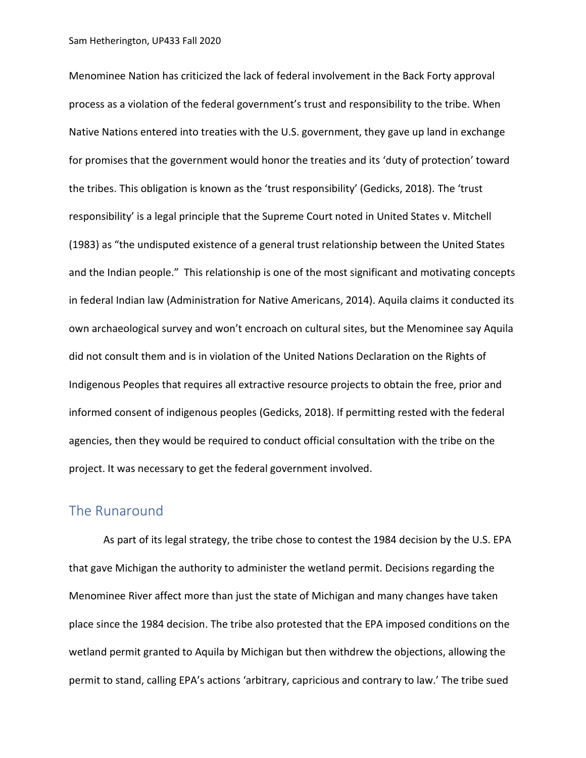Menominee Nation has criticized the lack of federal involvement in the Back Forty approval process as a violation of the federal government's trust and responsibility to the tribe. When Native Nations entered into treaties with the U.S. government, they gave up land in exchange for promises that the government would honor the treaties and its 'duty of protection' toward the tribes. This obligation is known as the 'trust responsibility' (Gedicks, 2018). The 'trust responsibility' is a legal principle that the Supreme Court noted in United States v. Mitchell (1983) as "the undisputed existence of a general trust relationship between the United States and the Indian people." This relationship is one of the most significant and motivating concepts in federal Indian law (Administration for Native Americans, 2014). Aquila claims it conducted its own archaeological survey and won't encroach on cultural sites, but the Menominee say Aquila did not consult them and is in violation of the United Nations Declaration on the Rights of Indigenous Peoples that requires all extractive resource projects to obtain the free, prior and informed consent of indigenous peoples (Gedicks, 2018). If permitting rested with the federal agencies, then they would be required to conduct official consultation with the tribe on the project. It was necessary to get the federal government involved.

## The Runaround

As part of its legal strategy, the tribe chose to contest the 1984 decision by the U.S. EPA that gave Michigan the authority to administer the wetland permit. Decisions regarding the Menominee River affect more than just the state of Michigan and many changes have taken place since the 1984 decision. The tribe also protested that the EPA imposed conditions on the wetland permit granted to Aquila by Michigan but then withdrew the objections, allowing the permit to stand, calling EPA's actions 'arbitrary, capricious and contrary to law.' The tribe sued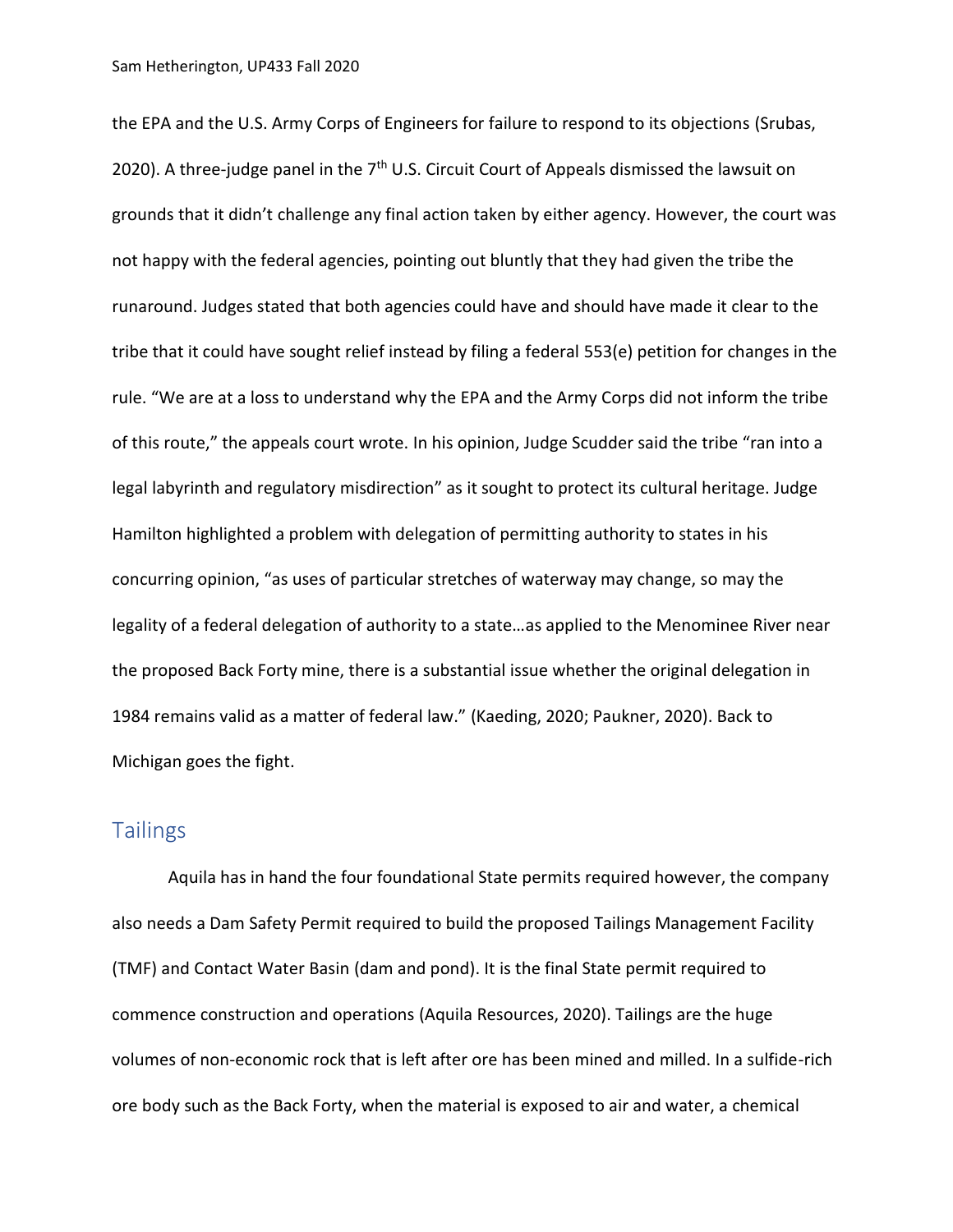the EPA and the U.S. Army Corps of Engineers for failure to respond to its objections (Srubas, 2020). A three-judge panel in the 7th U.S. Circuit Court of Appeals dismissed the lawsuit on grounds that it didn't challenge any final action taken by either agency. However, the court was not happy with the federal agencies, pointing out bluntly that they had given the tribe the runaround. Judges stated that both agencies could have and should have made it clear to the tribe that it could have sought relief instead by filing a federal 553(e) petition for changes in the rule. "We are at a loss to understand why the EPA and the Army Corps did not inform the tribe of this route," the appeals court wrote. In his opinion, Judge Scudder said the tribe "ran into a legal labyrinth and regulatory misdirection" as it sought to protect its cultural heritage. Judge Hamilton highlighted a problem with delegation of permitting authority to states in his concurring opinion, "as uses of particular stretches of waterway may change, so may the legality of a federal delegation of authority to a state…as applied to the Menominee River near the proposed Back Forty mine, there is a substantial issue whether the original delegation in 1984 remains valid as a matter of federal law." (Kaeding, 2020; Paukner, 2020). Back to Michigan goes the fight.

## Tailings

Aquila has in hand the four foundational State permits required however, the company also needs a Dam Safety Permit required to build the proposed Tailings Management Facility (TMF) and Contact Water Basin (dam and pond). It is the final State permit required to commence construction and operations (Aquila Resources, 2020). Tailings are the huge volumes of non-economic rock that is left after ore has been mined and milled. In a sulfide-rich ore body such as the Back Forty, when the material is exposed to air and water, a chemical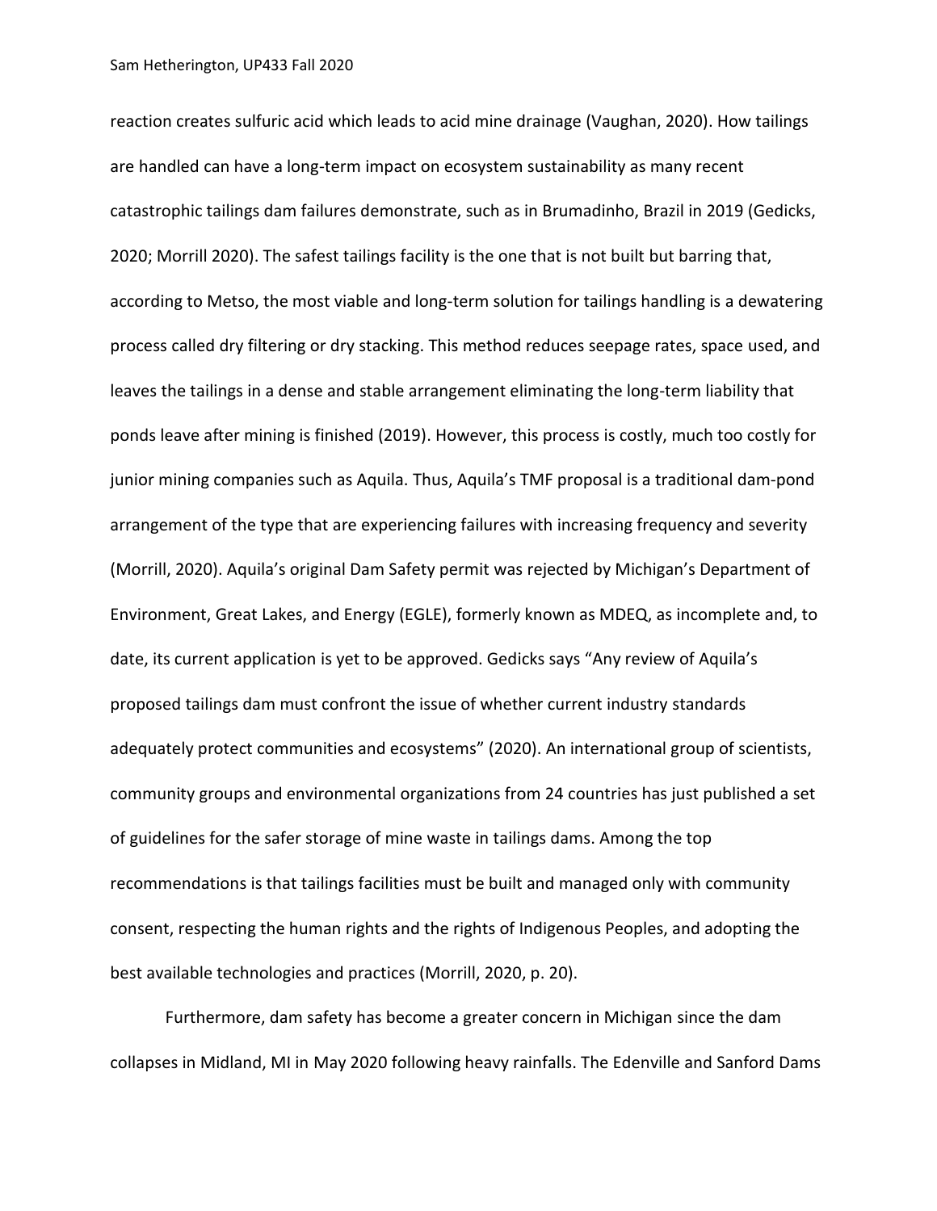reaction creates sulfuric acid which leads to acid mine drainage (Vaughan, 2020). How tailings are handled can have a long-term impact on ecosystem sustainability as many recent catastrophic tailings dam failures demonstrate, such as in Brumadinho, Brazil in 2019 (Gedicks, 2020; Morrill 2020). The safest tailings facility is the one that is not built but barring that, according to Metso, the most viable and long-term solution for tailings handling is a dewatering process called dry filtering or dry stacking. This method reduces seepage rates, space used, and leaves the tailings in a dense and stable arrangement eliminating the long-term liability that ponds leave after mining is finished (2019). However, this process is costly, much too costly for junior mining companies such as Aquila. Thus, Aquila's TMF proposal is a traditional dam-pond arrangement of the type that are experiencing failures with increasing frequency and severity (Morrill, 2020). Aquila's original Dam Safety permit was rejected by Michigan's Department of Environment, Great Lakes, and Energy (EGLE), formerly known as MDEQ, as incomplete and, to date, its current application is yet to be approved. Gedicks says "Any review of Aquila's proposed tailings dam must confront the issue of whether current industry standards adequately protect communities and ecosystems" (2020). An international group of scientists, community groups and environmental organizations from 24 countries has just published a set of guidelines for the safer storage of mine waste in tailings dams. Among the top recommendations is that tailings facilities must be built and managed only with community consent, respecting the human rights and the rights of Indigenous Peoples, and adopting the best available technologies and practices (Morrill, 2020, p. 20).

Furthermore, dam safety has become a greater concern in Michigan since the dam collapses in Midland, MI in May 2020 following heavy rainfalls. The Edenville and Sanford Dams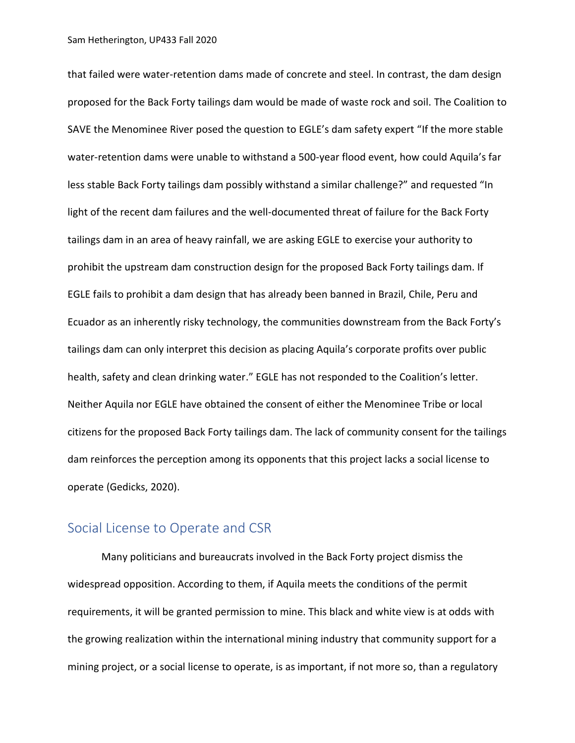that failed were water-retention dams made of concrete and steel. In contrast, the dam design proposed for the Back Forty tailings dam would be made of waste rock and soil. The Coalition to SAVE the Menominee River posed the question to EGLE's dam safety expert "If the more stable water-retention dams were unable to withstand a 500-year flood event, how could Aquila's far less stable Back Forty tailings dam possibly withstand a similar challenge?" and requested "In light of the recent dam failures and the well-documented threat of failure for the Back Forty tailings dam in an area of heavy rainfall, we are asking EGLE to exercise your authority to prohibit the upstream dam construction design for the proposed Back Forty tailings dam. If EGLE fails to prohibit a dam design that has already been banned in Brazil, Chile, Peru and Ecuador as an inherently risky technology, the communities downstream from the Back Forty's tailings dam can only interpret this decision as placing Aquila's corporate profits over public health, safety and clean drinking water." EGLE has not responded to the Coalition's letter. Neither Aquila nor EGLE have obtained the consent of either the Menominee Tribe or local citizens for the proposed Back Forty tailings dam. The lack of community consent for the tailings dam reinforces the perception among its opponents that this project lacks a social license to operate (Gedicks, 2020).

## Social License to Operate and CSR

Many politicians and bureaucrats involved in the Back Forty project dismiss the widespread opposition. According to them, if Aquila meets the conditions of the permit requirements, it will be granted permission to mine. This black and white view is at odds with the growing realization within the international mining industry that community support for a mining project, or a social license to operate, is as important, if not more so, than a regulatory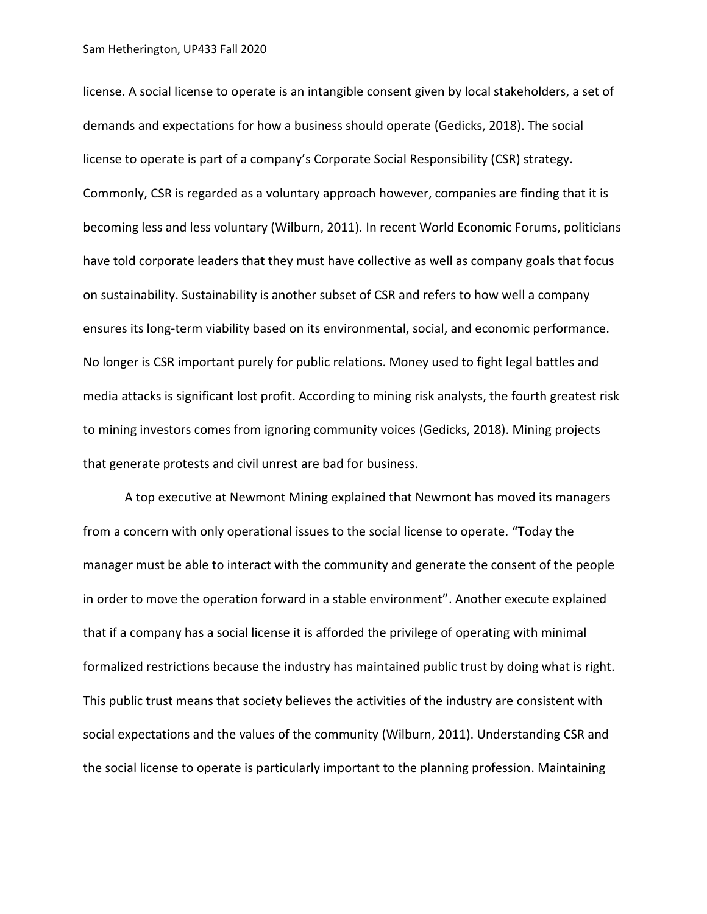license. A social license to operate is an intangible consent given by local stakeholders, a set of demands and expectations for how a business should operate (Gedicks, 2018). The social license to operate is part of a company's Corporate Social Responsibility (CSR) strategy. Commonly, CSR is regarded as a voluntary approach however, companies are finding that it is becoming less and less voluntary (Wilburn, 2011). In recent World Economic Forums, politicians have told corporate leaders that they must have collective as well as company goals that focus on sustainability. Sustainability is another subset of CSR and refers to how well a company ensures its long-term viability based on its environmental, social, and economic performance. No longer is CSR important purely for public relations. Money used to fight legal battles and media attacks is significant lost profit. According to mining risk analysts, the fourth greatest risk to mining investors comes from ignoring community voices (Gedicks, 2018). Mining projects that generate protests and civil unrest are bad for business.

A top executive at Newmont Mining explained that Newmont has moved its managers from a concern with only operational issues to the social license to operate. "Today the manager must be able to interact with the community and generate the consent of the people in order to move the operation forward in a stable environment". Another execute explained that if a company has a social license it is afforded the privilege of operating with minimal formalized restrictions because the industry has maintained public trust by doing what is right. This public trust means that society believes the activities of the industry are consistent with social expectations and the values of the community (Wilburn, 2011). Understanding CSR and the social license to operate is particularly important to the planning profession. Maintaining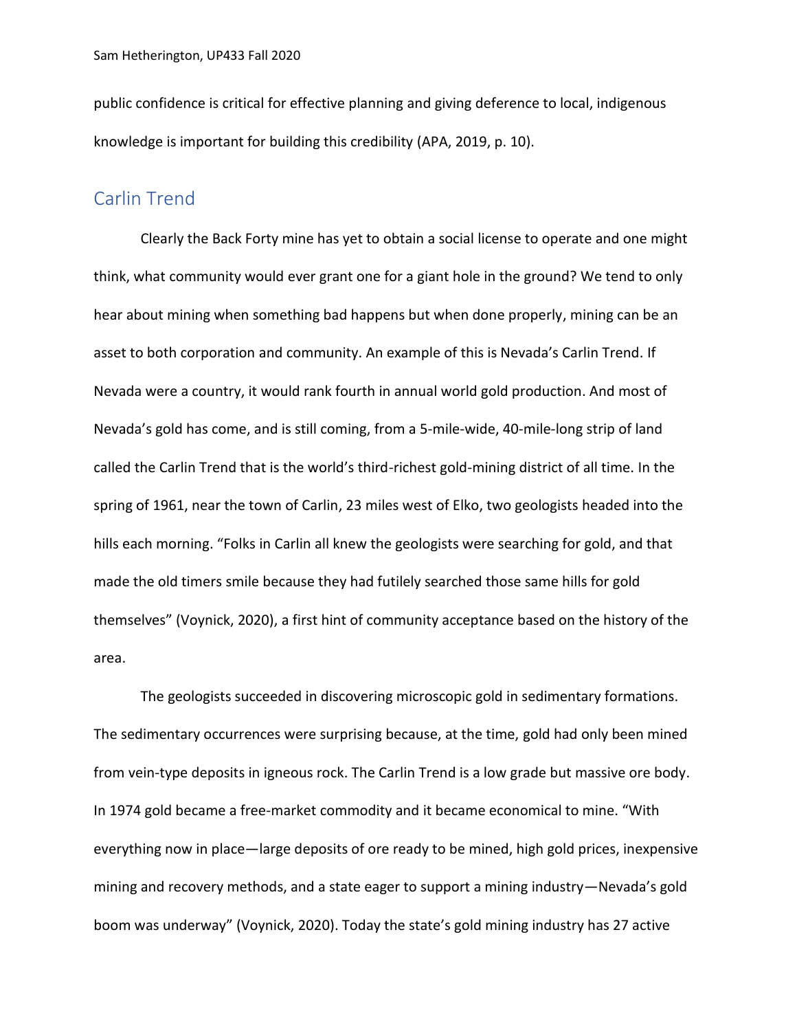public confidence is critical for effective planning and giving deference to local, indigenous knowledge is important for building this credibility (APA, 2019, p. 10).

## Carlin Trend

Clearly the Back Forty mine has yet to obtain a social license to operate and one might think, what community would ever grant one for a giant hole in the ground? We tend to only hear about mining when something bad happens but when done properly, mining can be an asset to both corporation and community. An example of this is Nevada's Carlin Trend. If Nevada were a country, it would rank fourth in annual world gold production. And most of Nevada's gold has come, and is still coming, from a 5-mile-wide, 40-mile-long strip of land called the Carlin Trend that is the world's third-richest gold-mining district of all time. In the spring of 1961, near the town of Carlin, 23 miles west of Elko, two geologists headed into the hills each morning. "Folks in Carlin all knew the geologists were searching for gold, and that made the old timers smile because they had futilely searched those same hills for gold themselves" (Voynick, 2020), a first hint of community acceptance based on the history of the area.

The geologists succeeded in discovering microscopic gold in sedimentary formations. The sedimentary occurrences were surprising because, at the time, gold had only been mined from vein-type deposits in igneous rock. The Carlin Trend is a low grade but massive ore body. In 1974 gold became a free-market commodity and it became economical to mine. "With everything now in place—large deposits of ore ready to be mined, high gold prices, inexpensive mining and recovery methods, and a state eager to support a mining industry—Nevada's gold boom was underway" (Voynick, 2020). Today the state's gold mining industry has 27 active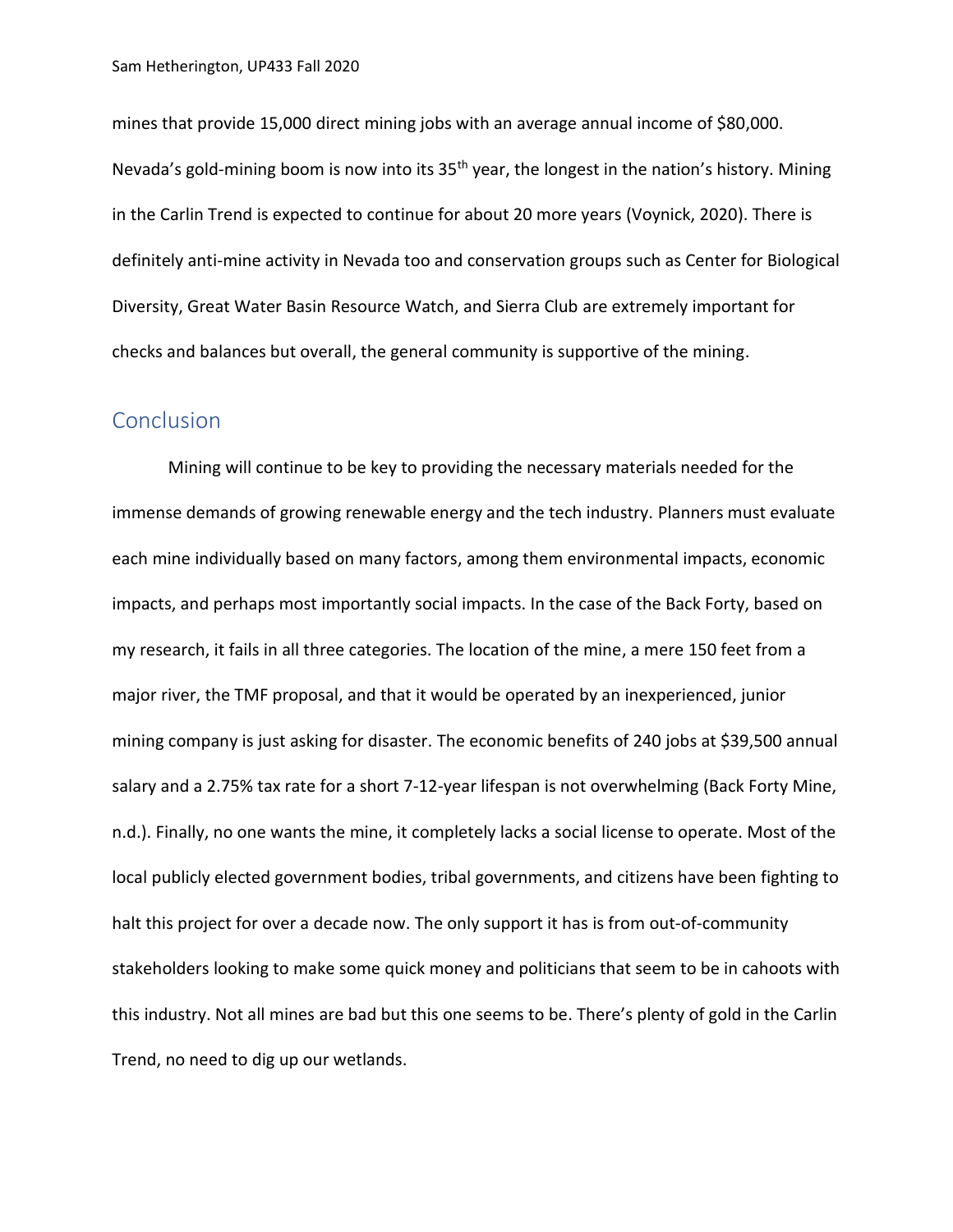mines that provide 15,000 direct mining jobs with an average annual income of $80,000. Nevada's gold-mining boom is now into its 35th year, the longest in the nation's history. Mining in the Carlin Trend is expected to continue for about 20 more years (Voynick, 2020). There is definitely anti-mine activity in Nevada too and conservation groups such as Center for Biological Diversity, Great Water Basin Resource Watch, and Sierra Club are extremely important for checks and balances but overall, the general community is supportive of the mining.

## Conclusion

Mining will continue to be key to providing the necessary materials needed for the immense demands of growing renewable energy and the tech industry. Planners must evaluate each mine individually based on many factors, among them environmental impacts, economic impacts, and perhaps most importantly social impacts. In the case of the Back Forty, based on my research, it fails in all three categories. The location of the mine, a mere 150 feet from a major river, the TMF proposal, and that it would be operated by an inexperienced, junior mining company is just asking for disaster. The economic benefits of 240 jobs at $39,500 annual salary and a 2.75% tax rate for a short 7-12-year lifespan is not overwhelming (Back Forty Mine, n.d.). Finally, no one wants the mine, it completely lacks a social license to operate. Most of the local publicly elected government bodies, tribal governments, and citizens have been fighting to halt this project for over a decade now. The only support it has is from out-of-community stakeholders looking to make some quick money and politicians that seem to be in cahoots with this industry. Not all mines are bad but this one seems to be. There's plenty of gold in the Carlin Trend, no need to dig up our wetlands.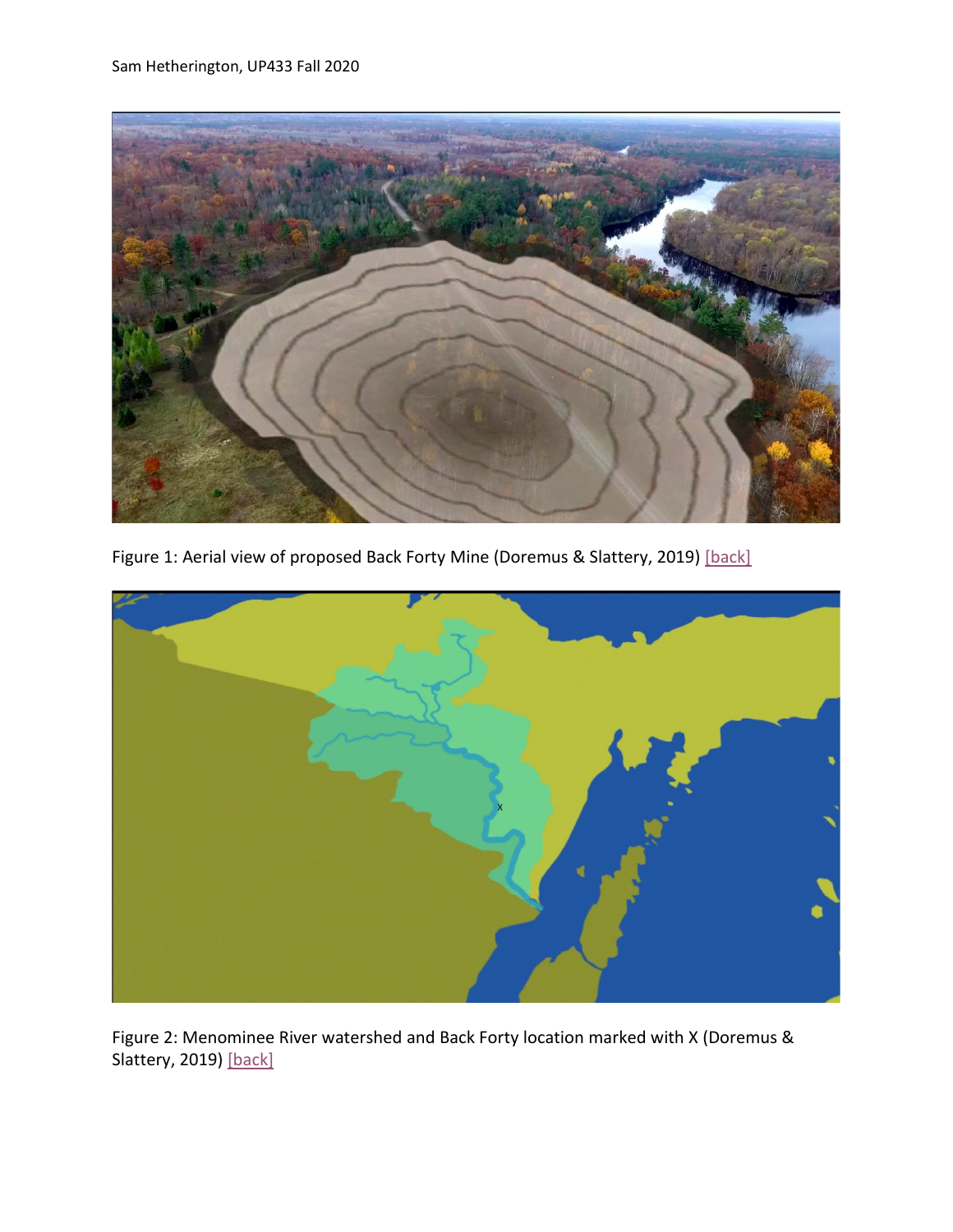Figure 1: Aerial view of proposed Back Forty Mine (Doremus & Slattery, 2019) [back]

Figure 2: Menominee River watershed and Back Forty location marked with X (Doremus & Slattery, 2019) [back]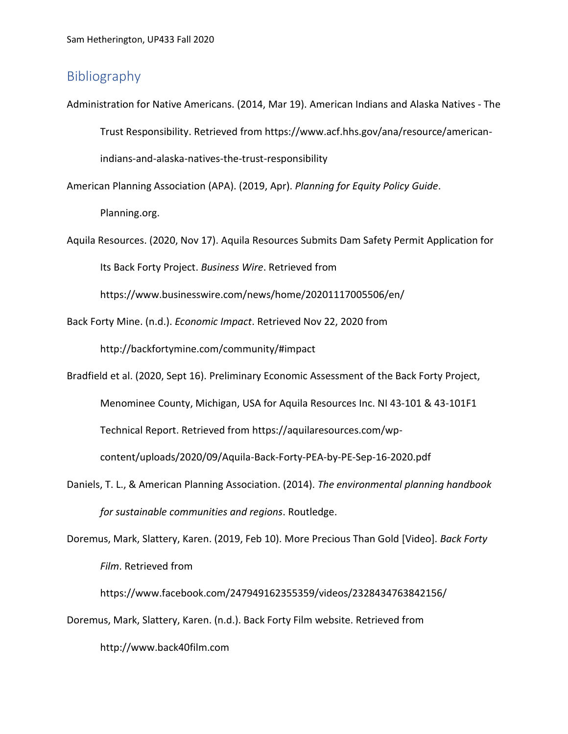## Bibliography

Administration for Native Americans. (2014, Mar 19). American Indians and Alaska Natives - The Trust Responsibility. Retrieved from https://www.acf.hhs.gov/ana/resource/american-indians-and-alaska-natives-the-trust-responsibility

American Planning Association (APA). (2019, Apr). *Planning for Equity Policy Guide*. Planning.org.

Aquila Resources. (2020, Nov 17). Aquila Resources Submits Dam Safety Permit Application for Its Back Forty Project. *Business Wire*. Retrieved from https://www.businesswire.com/news/home/20201117005506/en/

Back Forty Mine. (n.d.). *Economic Impact*. Retrieved Nov 22, 2020 from http://backfortymine.com/community/#impact

Bradfield et al. (2020, Sept 16). Preliminary Economic Assessment of the Back Forty Project, Menominee County, Michigan, USA for Aquila Resources Inc. NI 43-101 & 43-101F1 Technical Report. Retrieved from https://aquilaresources.com/wp-content/uploads/2020/09/Aquila-Back-Forty-PEA-by-PE-Sep-16-2020.pdf

Daniels, T. L., & American Planning Association. (2014). *The environmental planning handbook for sustainable communities and regions*. Routledge.

Doremus, Mark, Slattery, Karen. (2019, Feb 10). More Precious Than Gold [Video]. *Back Forty Film*. Retrieved from https://www.facebook.com/247949162355359/videos/2328434763842156/

Doremus, Mark, Slattery, Karen. (n.d.). Back Forty Film website. Retrieved from http://www.back40film.com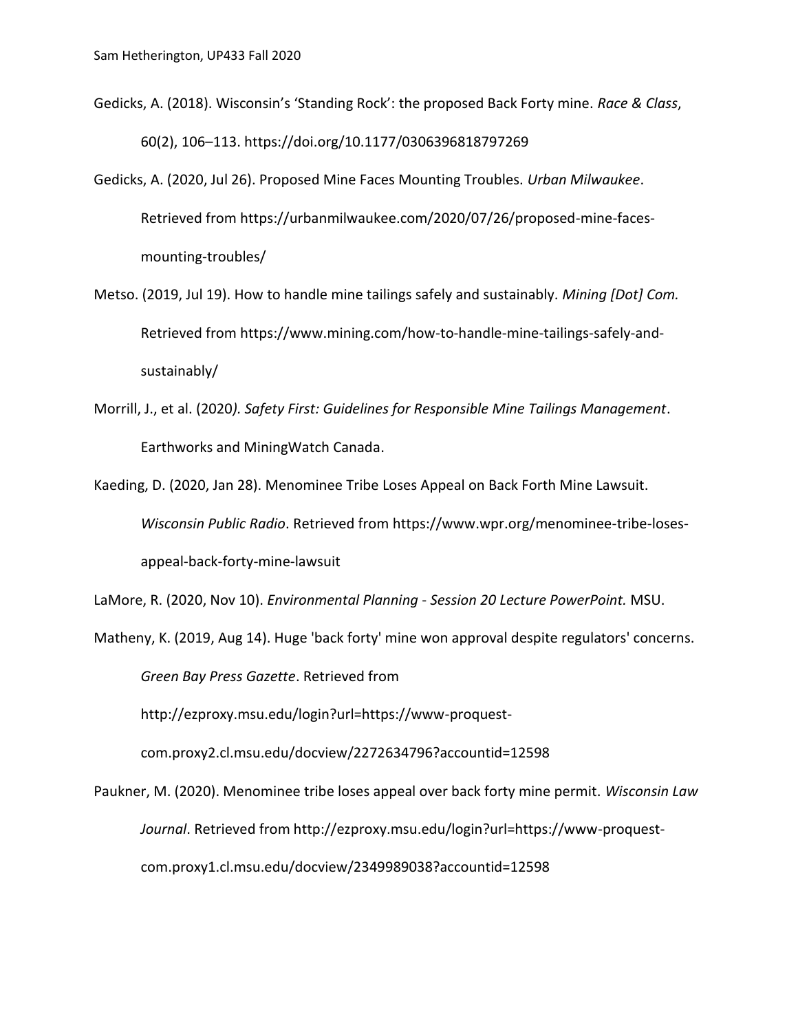Gedicks, A. (2018). Wisconsin's 'Standing Rock': the proposed Back Forty mine. *Race & Class*, 60(2), 106–113. https://doi.org/10.1177/0306396818797269

Gedicks, A. (2020, Jul 26). Proposed Mine Faces Mounting Troubles. *Urban Milwaukee*. Retrieved from https://urbanmilwaukee.com/2020/07/26/proposed-mine-faces-mounting-troubles/

Metso. (2019, Jul 19). How to handle mine tailings safely and sustainably. *Mining [Dot] Com.* Retrieved from https://www.mining.com/how-to-handle-mine-tailings-safely-and-sustainably/

Morrill, J., et al. (2020*). Safety First: Guidelines for Responsible Mine Tailings Management*. Earthworks and MiningWatch Canada.

Kaeding, D. (2020, Jan 28). Menominee Tribe Loses Appeal on Back Forth Mine Lawsuit. *Wisconsin Public Radio*. Retrieved from https://www.wpr.org/menominee-tribe-loses-appeal-back-forty-mine-lawsuit

LaMore, R. (2020, Nov 10). *Environmental Planning - Session 20 Lecture PowerPoint.* MSU.

Matheny, K. (2019, Aug 14). Huge 'back forty' mine won approval despite regulators' concerns. *Green Bay Press Gazette*. Retrieved from http://ezproxy.msu.edu/login?url=https://www-proquest-com.proxy2.cl.msu.edu/docview/2272634796?accountid=12598

Paukner, M. (2020). Menominee tribe loses appeal over back forty mine permit. *Wisconsin Law Journal*. Retrieved from http://ezproxy.msu.edu/login?url=https://www-proquest-com.proxy1.cl.msu.edu/docview/2349989038?accountid=12598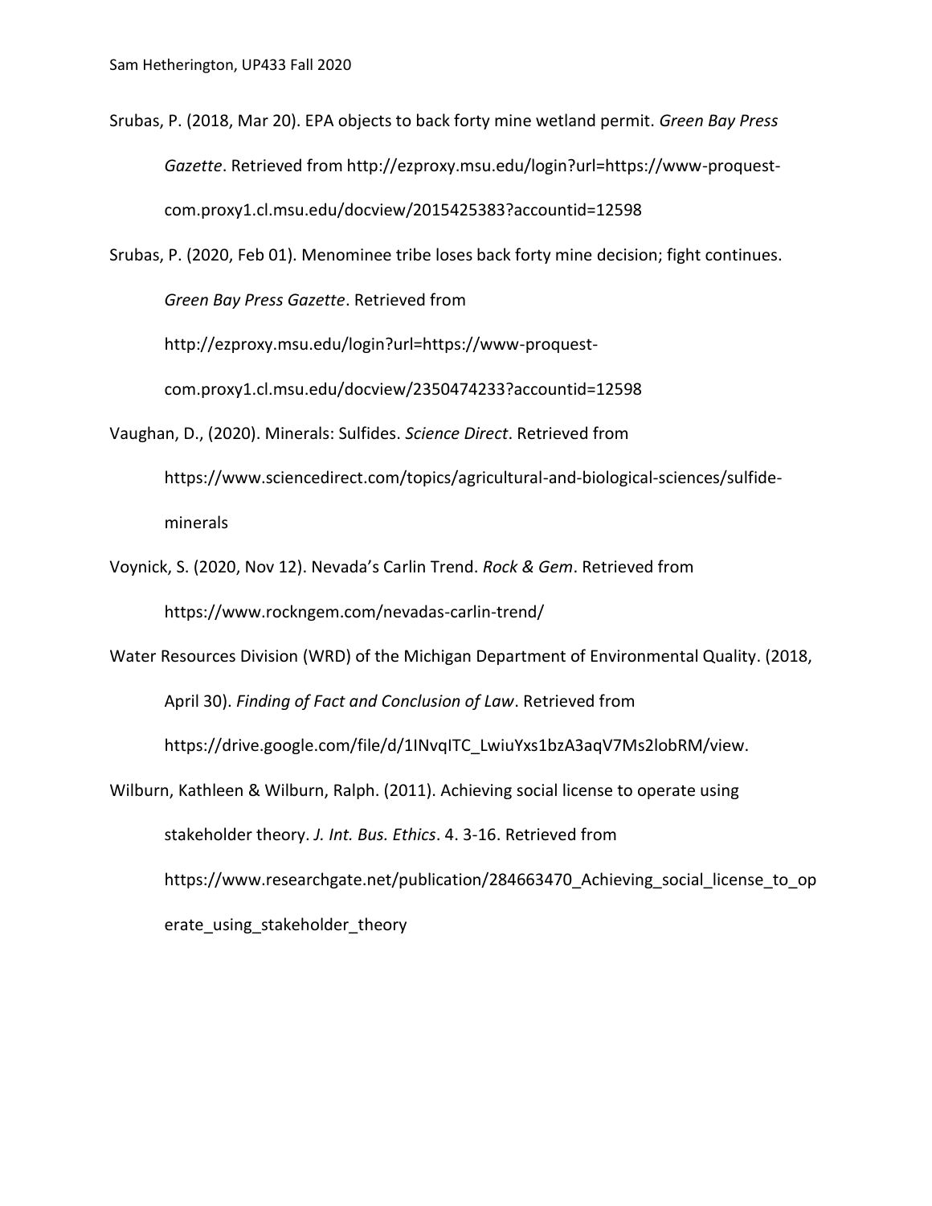Srubas, P. (2018, Mar 20). EPA objects to back forty mine wetland permit. *Green Bay Press Gazette*. Retrieved from http://ezproxy.msu.edu/login?url=https://www-proquest-com.proxy1.cl.msu.edu/docview/2015425383?accountid=12598

Srubas, P. (2020, Feb 01). Menominee tribe loses back forty mine decision; fight continues. *Green Bay Press Gazette*. Retrieved from http://ezproxy.msu.edu/login?url=https://www-proquest-com.proxy1.cl.msu.edu/docview/2350474233?accountid=12598

Vaughan, D., (2020). Minerals: Sulfides. *Science Direct*. Retrieved from https://www.sciencedirect.com/topics/agricultural-and-biological-sciences/sulfide-minerals

Voynick, S. (2020, Nov 12). Nevada's Carlin Trend. *Rock & Gem*. Retrieved from https://www.rockngem.com/nevadas-carlin-trend/

Water Resources Division (WRD) of the Michigan Department of Environmental Quality. (2018, April 30). *Finding of Fact and Conclusion of Law*. Retrieved from https://drive.google.com/file/d/1INvqITC_LwiuYxs1bzA3aqV7Ms2lobRM/view.

Wilburn, Kathleen & Wilburn, Ralph. (2011). Achieving social license to operate using stakeholder theory. *J. Int. Bus. Ethics*. 4. 3-16. Retrieved from https://www.researchgate.net/publication/284663470_Achieving_social_license_to_operate_using_stakeholder_theory